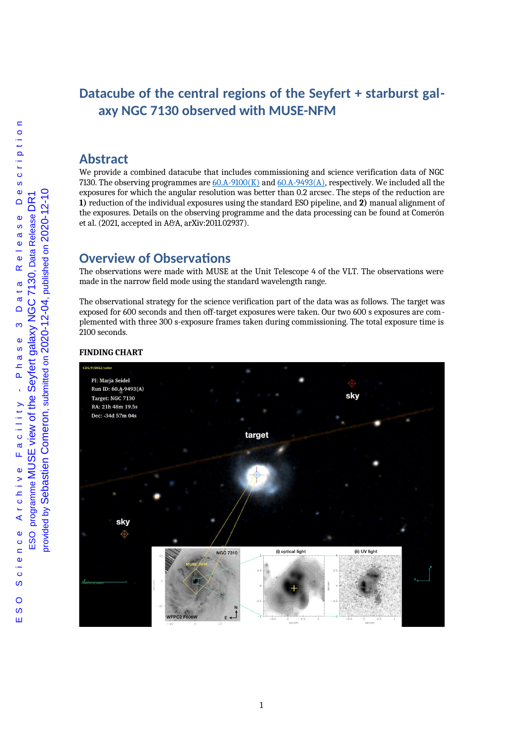# Datacube of the central regions of the Seyfert + starburst galaxy NGC 7130 observed with MUSE-NFM

## Abstract

We provide a combined datacube that includes commissioning and science verification data of NGC 7130. The observing programmes are 60.A-9100(K) and 60.A-9493(A), respectively. We included all the exposures for which the angular resolution was better than 0.2 arcsec. The steps of the reduction are **1)** reduction of the individual exposures using the standard ESO pipeline, and **2)** manual alignment of the exposures. Details on the observing programme and the data processing can be found at Comerón et al. (2021, accepted in A&A, arXiv:2011.02937).

## Overview of Observations

The observations were made with MUSE at the Unit Telescope 4 of the VLT. The observations were made in the narrow field mode using the standard wavelength range.

The observational strategy for the science verification part of the data was as follows. The target was exposed for 600 seconds and then off-target exposures were taken. Our two 600 s exposures are complemented with three 300 s-exposure frames taken during commissioning. The total exposure time is 2100 seconds.

**FINDING CHART**

CDS/P/DSS2/color

PI: Marja Seidel
Run ID: 60.A-9493(A)
Target: NGC 7130
RA: 21h 48m 19.5s
Dec: -34d 57m 04s

sky
target
sky

NGC 7310
MUSE_NFM
WFPC2 F606W
(i) optical light
(ii) UV light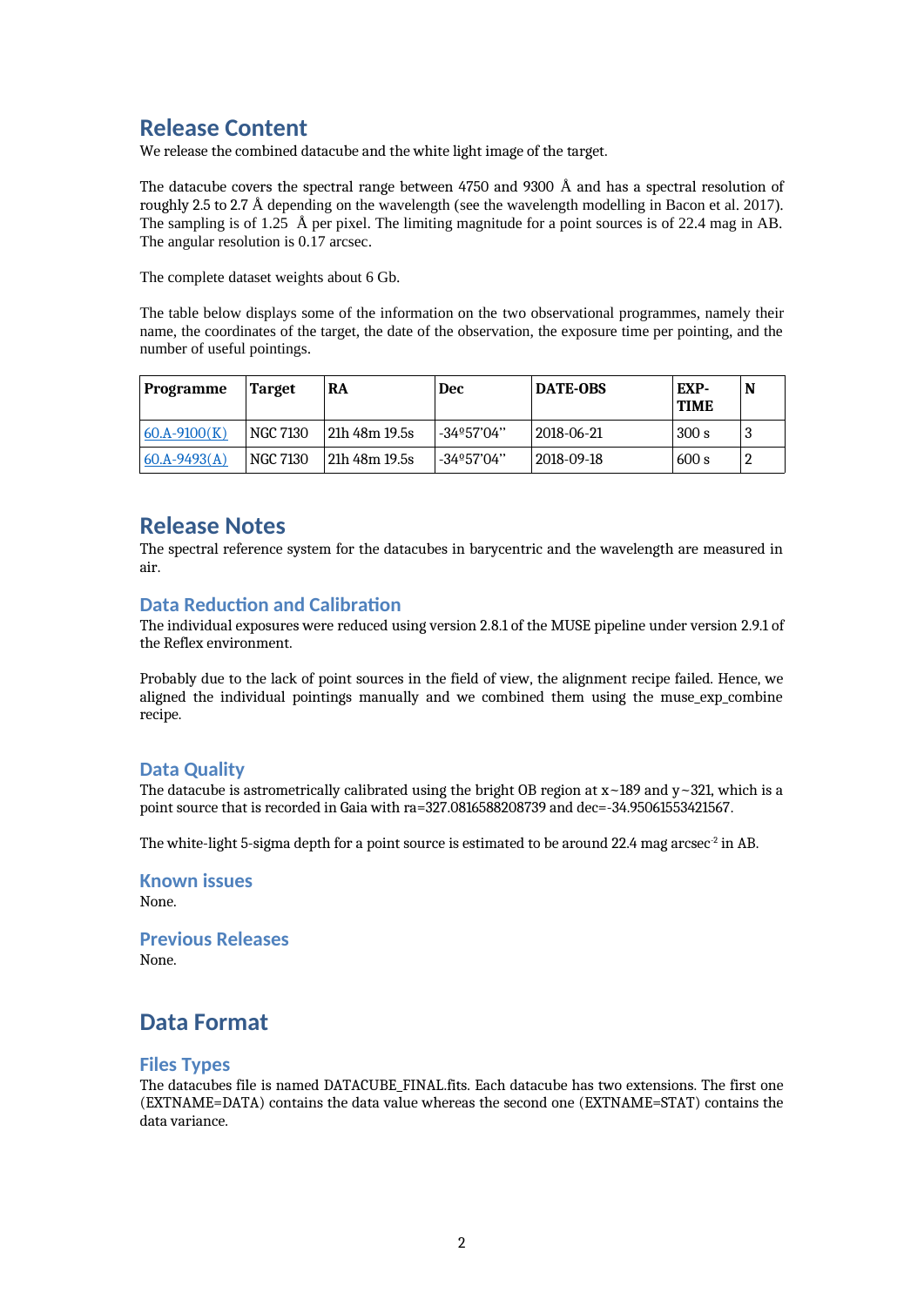# Release Content

We release the combined datacube and the white light image of the target.

The datacube covers the spectral range between 4750 and 9300 Å and has a spectral resolution of roughly 2.5 to 2.7 Å depending on the wavelength (see the wavelength modelling in Bacon et al. 2017). The sampling is of 1.25 Å per pixel. The limiting magnitude for a point sources is of 22.4 mag in AB. The angular resolution is 0.17 arcsec.

The complete dataset weights about 6 Gb.

The table below displays some of the information on the two observational programmes, namely their name, the coordinates of the target, the date of the observation, the exposure time per pointing, and the number of useful pointings.

| Programme | Target | RA | Dec | DATE-OBS | EXP-TIME | N |
|---|---|---|---|---|---|---|
| 60.A-9100(K) | NGC 7130 | 21h 48m 19.5s | -34°57'04'' | 2018-06-21 | 300 s | 3 |
| 60.A-9493(A) | NGC 7130 | 21h 48m 19.5s | -34°57'04'' | 2018-09-18 | 600 s | 2 |

# Release Notes

The spectral reference system for the datacubes in barycentric and the wavelength are measured in air.

## Data Reduction and Calibration

The individual exposures were reduced using version 2.8.1 of the MUSE pipeline under version 2.9.1 of the Reflex environment.

Probably due to the lack of point sources in the field of view, the alignment recipe failed. Hence, we aligned the individual pointings manually and we combined them using the muse_exp_combine recipe.

## Data Quality

The datacube is astrometrically calibrated using the bright OB region at x~189 and y~321, which is a point source that is recorded in Gaia with ra=327.0816588208739 and dec=-34.95061553421567.

The white-light 5-sigma depth for a point source is estimated to be around 22.4 mag arcsec$^{-2}$ in AB.

## Known issues

None.

## Previous Releases

None.

# Data Format

## Files Types

The datacubes file is named DATACUBE_FINAL.fits. Each datacube has two extensions. The first one (EXTNAME=DATA) contains the data value whereas the second one (EXTNAME=STAT) contains the data variance.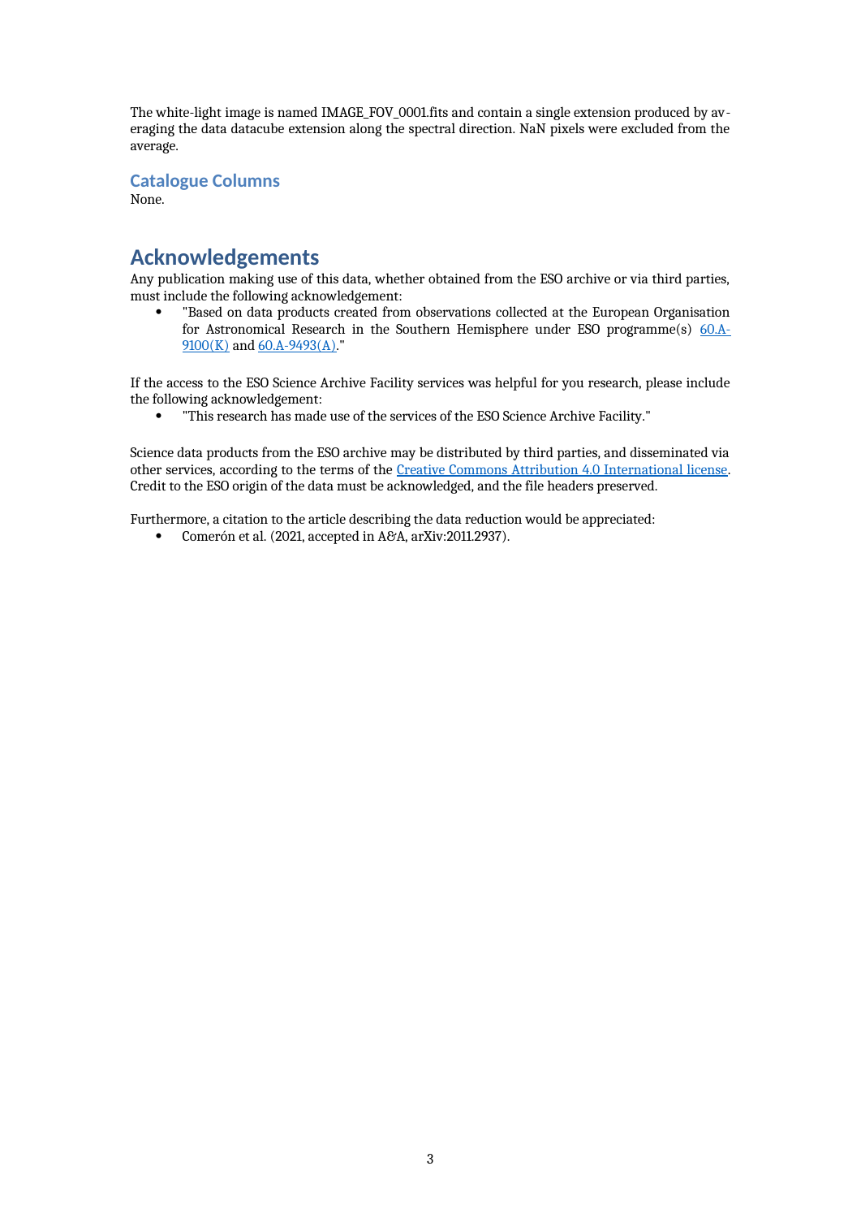The white-light image is named IMAGE_FOV_0001.fits and contain a single extension produced by averaging the data datacube extension along the spectral direction. NaN pixels were excluded from the average.

### Catalogue Columns

None.

## Acknowledgements

Any publication making use of this data, whether obtained from the ESO archive or via third parties, must include the following acknowledgement:

- "Based on data products created from observations collected at the European Organisation for Astronomical Research in the Southern Hemisphere under ESO programme(s) 60.A-9100(K) and 60.A-9493(A)."

If the access to the ESO Science Archive Facility services was helpful for you research, please include the following acknowledgement:

- "This research has made use of the services of the ESO Science Archive Facility."

Science data products from the ESO archive may be distributed by third parties, and disseminated via other services, according to the terms of the Creative Commons Attribution 4.0 International license. Credit to the ESO origin of the data must be acknowledged, and the file headers preserved.

Furthermore, a citation to the article describing the data reduction would be appreciated:

- Comerón et al. (2021, accepted in A&A, arXiv:2011.2937).